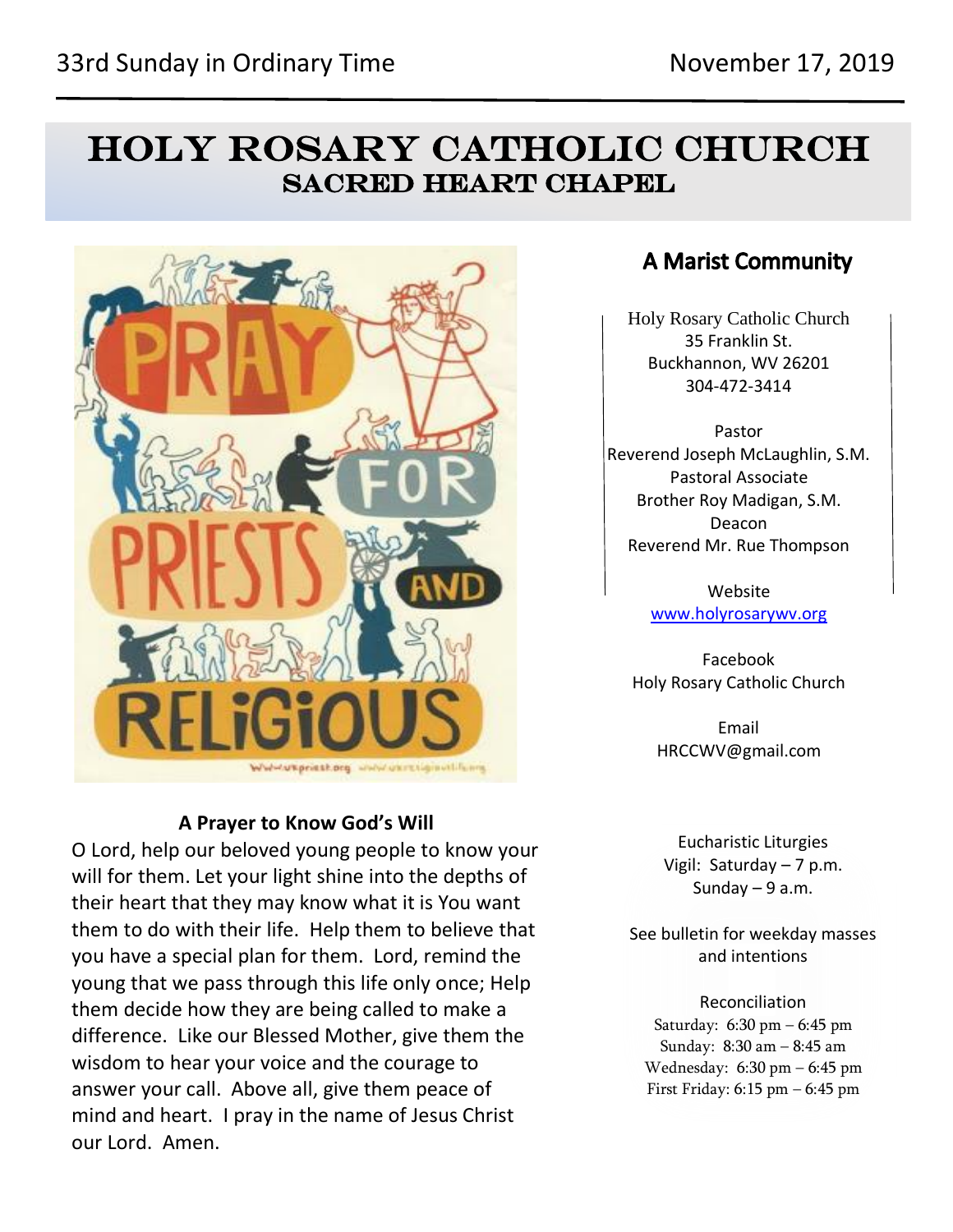33rd Sunday in Ordinary Time — November 17, 2019

# HOLY ROSARY CATHOLIC CHURCH
## SACRED HEART CHAPEL

### A Prayer to Know God's Will

O Lord, help our beloved young people to know your will for them. Let your light shine into the depths of their heart that they may know what it is You want them to do with their life. Help them to believe that you have a special plan for them. Lord, remind the young that we pass through this life only once; Help them decide how they are being called to make a difference. Like our Blessed Mother, give them the wisdom to hear your voice and the courage to answer your call. Above all, give them peace of mind and heart. I pray in the name of Jesus Christ our Lord. Amen.

## A Marist Community

Holy Rosary Catholic Church
35 Franklin St.
Buckhannon, WV 26201
304-472-3414

Pastor
Reverend Joseph McLaughlin, S.M.

Pastoral Associate
Brother Roy Madigan, S.M.

Deacon
Reverend Mr. Rue Thompson

Website
www.holyrosarywv.org

Facebook
Holy Rosary Catholic Church

Email
HRCCWV@gmail.com

Eucharistic Liturgies
Vigil: Saturday – 7 p.m.
Sunday – 9 a.m.

See bulletin for weekday masses and intentions

Reconciliation
Saturday: 6:30 pm – 6:45 pm
Sunday: 8:30 am – 8:45 am
Wednesday: 6:30 pm – 6:45 pm
First Friday: 6:15 pm – 6:45 pm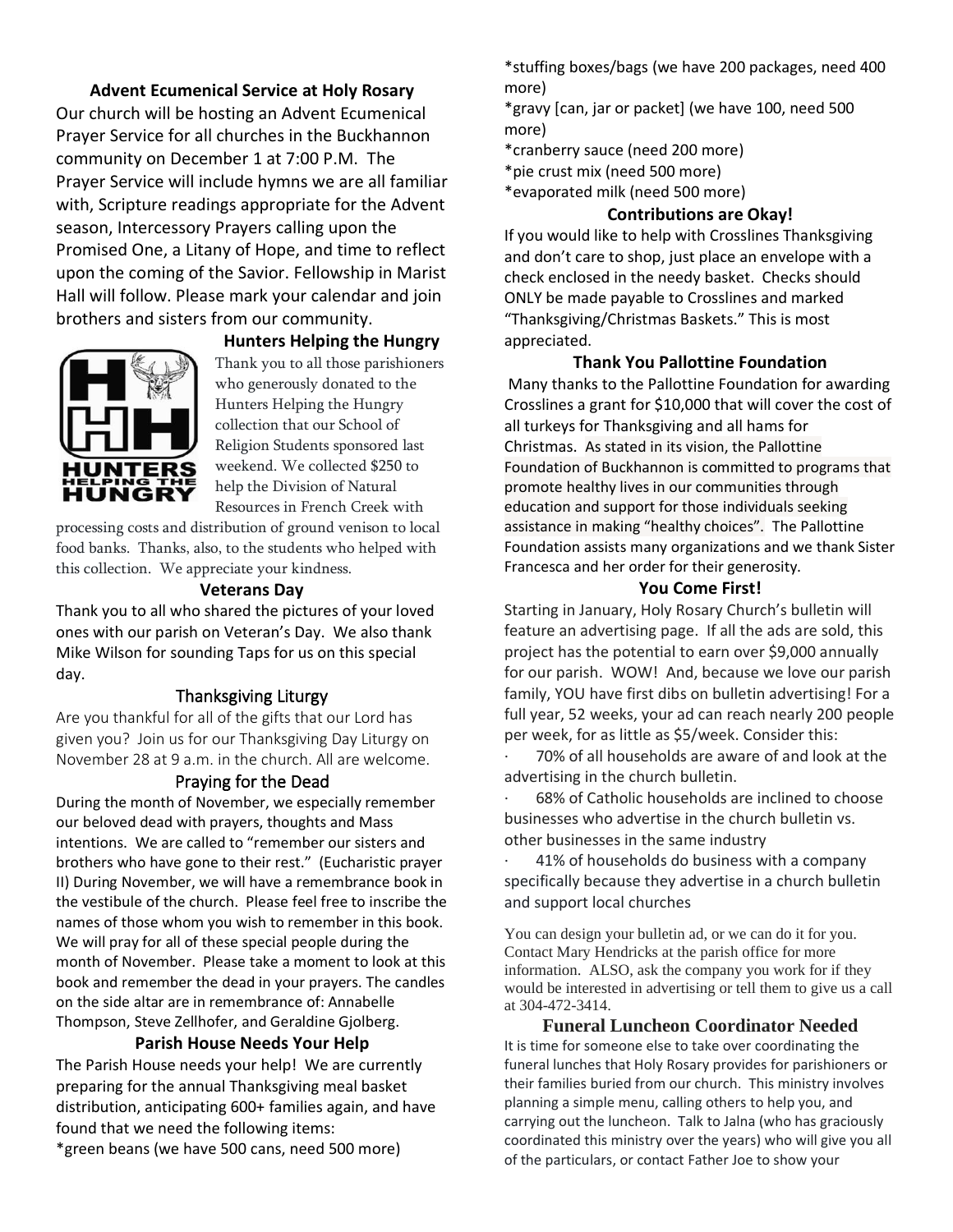## Advent Ecumenical Service at Holy Rosary

Our church will be hosting an Advent Ecumenical Prayer Service for all churches in the Buckhannon community on December 1 at 7:00 P.M. The Prayer Service will include hymns we are all familiar with, Scripture readings appropriate for the Advent season, Intercessory Prayers calling upon the Promised One, a Litany of Hope, and time to reflect upon the coming of the Savior. Fellowship in Marist Hall will follow. Please mark your calendar and join brothers and sisters from our community.

## Hunters Helping the Hungry

Thank you to all those parishioners who generously donated to the Hunters Helping the Hungry collection that our School of Religion Students sponsored last weekend. We collected $250 to help the Division of Natural Resources in French Creek with processing costs and distribution of ground venison to local food banks. Thanks, also, to the students who helped with this collection. We appreciate your kindness.

## Veterans Day

Thank you to all who shared the pictures of your loved ones with our parish on Veteran's Day. We also thank Mike Wilson for sounding Taps for us on this special day.

## Thanksgiving Liturgy

Are you thankful for all of the gifts that our Lord has given you? Join us for our Thanksgiving Day Liturgy on November 28 at 9 a.m. in the church. All are welcome.

## Praying for the Dead

During the month of November, we especially remember our beloved dead with prayers, thoughts and Mass intentions. We are called to "remember our sisters and brothers who have gone to their rest." (Eucharistic prayer II) During November, we will have a remembrance book in the vestibule of the church. Please feel free to inscribe the names of those whom you wish to remember in this book. We will pray for all of these special people during the month of November. Please take a moment to look at this book and remember the dead in your prayers. The candles on the side altar are in remembrance of: Annabelle Thompson, Steve Zellhofer, and Geraldine Gjolberg.

## Parish House Needs Your Help

The Parish House needs your help! We are currently preparing for the annual Thanksgiving meal basket distribution, anticipating 600+ families again, and have found that we need the following items:

*green beans (we have 500 cans, need 500 more)

*stuffing boxes/bags (we have 200 packages, need 400 more)

*gravy [can, jar or packet] (we have 100, need 500 more)

*cranberry sauce (need 200 more)

*pie crust mix (need 500 more)

*evaporated milk (need 500 more)

## Contributions are Okay!

If you would like to help with Crosslines Thanksgiving and don't care to shop, just place an envelope with a check enclosed in the needy basket. Checks should ONLY be made payable to Crosslines and marked "Thanksgiving/Christmas Baskets." This is most appreciated.

## Thank You Pallottine Foundation

Many thanks to the Pallottine Foundation for awarding Crosslines a grant for $10,000 that will cover the cost of all turkeys for Thanksgiving and all hams for Christmas. As stated in its vision, the Pallottine Foundation of Buckhannon is committed to programs that promote healthy lives in our communities through education and support for those individuals seeking assistance in making "healthy choices". The Pallottine Foundation assists many organizations and we thank Sister Francesca and her order for their generosity.

## You Come First!

Starting in January, Holy Rosary Church's bulletin will feature an advertising page. If all the ads are sold, this project has the potential to earn over $9,000 annually for our parish. WOW! And, because we love our parish family, YOU have first dibs on bulletin advertising! For a full year, 52 weeks, your ad can reach nearly 200 people per week, for as little as $5/week. Consider this:

· 70% of all households are aware of and look at the advertising in the church bulletin.

· 68% of Catholic households are inclined to choose businesses who advertise in the church bulletin vs. other businesses in the same industry

· 41% of households do business with a company specifically because they advertise in a church bulletin and support local churches

You can design your bulletin ad, or we can do it for you. Contact Mary Hendricks at the parish office for more information. ALSO, ask the company you work for if they would be interested in advertising or tell them to give us a call at 304-472-3414.

## Funeral Luncheon Coordinator Needed

It is time for someone else to take over coordinating the funeral lunches that Holy Rosary provides for parishioners or their families buried from our church. This ministry involves planning a simple menu, calling others to help you, and carrying out the luncheon. Talk to Jalna (who has graciously coordinated this ministry over the years) who will give you all of the particulars, or contact Father Joe to show your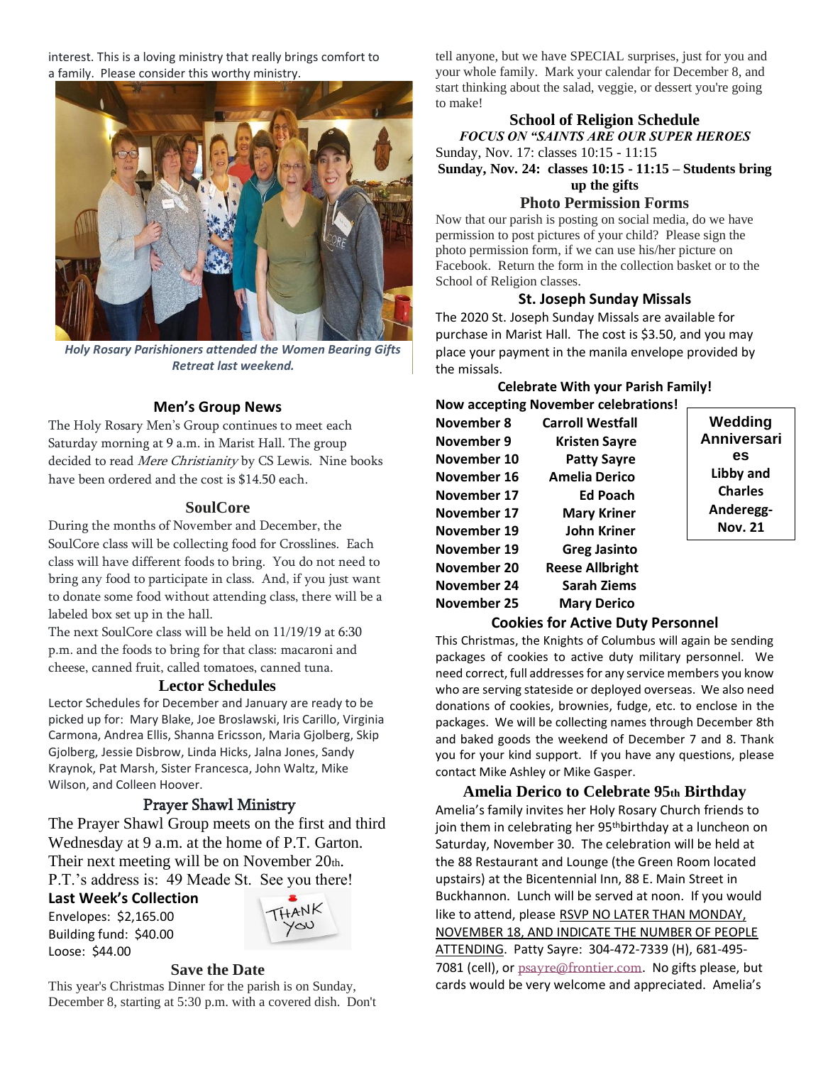interest. This is a loving ministry that really brings comfort to a family. Please consider this worthy ministry.

*Holy Rosary Parishioners attended the Women Bearing Gifts Retreat last weekend.*

### Men's Group News

The Holy Rosary Men's Group continues to meet each Saturday morning at 9 a.m. in Marist Hall. The group decided to read *Mere Christianity* by CS Lewis. Nine books have been ordered and the cost is $14.50 each.

### SoulCore

During the months of November and December, the SoulCore class will be collecting food for Crosslines. Each class will have different foods to bring. You do not need to bring any food to participate in class. And, if you just want to donate some food without attending class, there will be a labeled box set up in the hall.

The next SoulCore class will be held on 11/19/19 at 6:30 p.m. and the foods to bring for that class: macaroni and cheese, canned fruit, called tomatoes, canned tuna.

### Lector Schedules

Lector Schedules for December and January are ready to be picked up for: Mary Blake, Joe Broslawski, Iris Carillo, Virginia Carmona, Andrea Ellis, Shanna Ericsson, Maria Gjolberg, Skip Gjolberg, Jessie Disbrow, Linda Hicks, Jalna Jones, Sandy Kraynok, Pat Marsh, Sister Francesca, John Waltz, Mike Wilson, and Colleen Hoover.

### Prayer Shawl Ministry

The Prayer Shawl Group meets on the first and third Wednesday at 9 a.m. at the home of P.T. Garton. Their next meeting will be on November 20th. P.T.'s address is: 49 Meade St. See you there!

**Last Week's Collection**

Envelopes: $2,165.00
Building fund: $40.00
Loose: $44.00

### Save the Date

This year's Christmas Dinner for the parish is on Sunday, December 8, starting at 5:30 p.m. with a covered dish. Don't tell anyone, but we have SPECIAL surprises, just for you and your whole family. Mark your calendar for December 8, and start thinking about the salad, veggie, or dessert you're going to make!

### School of Religion Schedule

***FOCUS ON "SAINTS ARE OUR SUPER HEROES***

Sunday, Nov. 17: classes 10:15 - 11:15

**Sunday, Nov. 24: classes 10:15 - 11:15 – Students bring up the gifts**

### Photo Permission Forms

Now that our parish is posting on social media, do we have permission to post pictures of your child? Please sign the photo permission form, if we can use his/her picture on Facebook. Return the form in the collection basket or to the School of Religion classes.

### St. Joseph Sunday Missals

The 2020 St. Joseph Sunday Missals are available for purchase in Marist Hall. The cost is $3.50, and you may place your payment in the manila envelope provided by the missals.

**Celebrate With your Parish Family!**

**Now accepting November celebrations!**

| | |
|---|---|
| **November 8** | **Carroll Westfall** |
| **November 9** | **Kristen Sayre** |
| **November 10** | **Patty Sayre** |
| **November 16** | **Amelia Derico** |
| **November 17** | **Ed Poach** |
| **November 17** | **Mary Kriner** |
| **November 19** | **John Kriner** |
| **November 19** | **Greg Jasinto** |
| **November 20** | **Reese Allbright** |
| **November 24** | **Sarah Ziems** |
| **November 25** | **Mary Derico** |

**Wedding Anniversaries**
**Libby and Charles Anderegg- Nov. 21**

### Cookies for Active Duty Personnel

This Christmas, the Knights of Columbus will again be sending packages of cookies to active duty military personnel. We need correct, full addresses for any service members you know who are serving stateside or deployed overseas. We also need donations of cookies, brownies, fudge, etc. to enclose in the packages. We will be collecting names through December 8th and baked goods the weekend of December 7 and 8. Thank you for your kind support. If you have any questions, please contact Mike Ashley or Mike Gasper.

### Amelia Derico to Celebrate 95th Birthday

Amelia's family invites her Holy Rosary Church friends to join them in celebrating her 95th birthday at a luncheon on Saturday, November 30. The celebration will be held at the 88 Restaurant and Lounge (the Green Room located upstairs) at the Bicentennial Inn, 88 E. Main Street in Buckhannon. Lunch will be served at noon. If you would like to attend, please RSVP NO LATER THAN MONDAY, NOVEMBER 18, AND INDICATE THE NUMBER OF PEOPLE ATTENDING. Patty Sayre: 304-472-7339 (H), 681-495-7081 (cell), or psayre@frontier.com. No gifts please, but cards would be very welcome and appreciated. Amelia's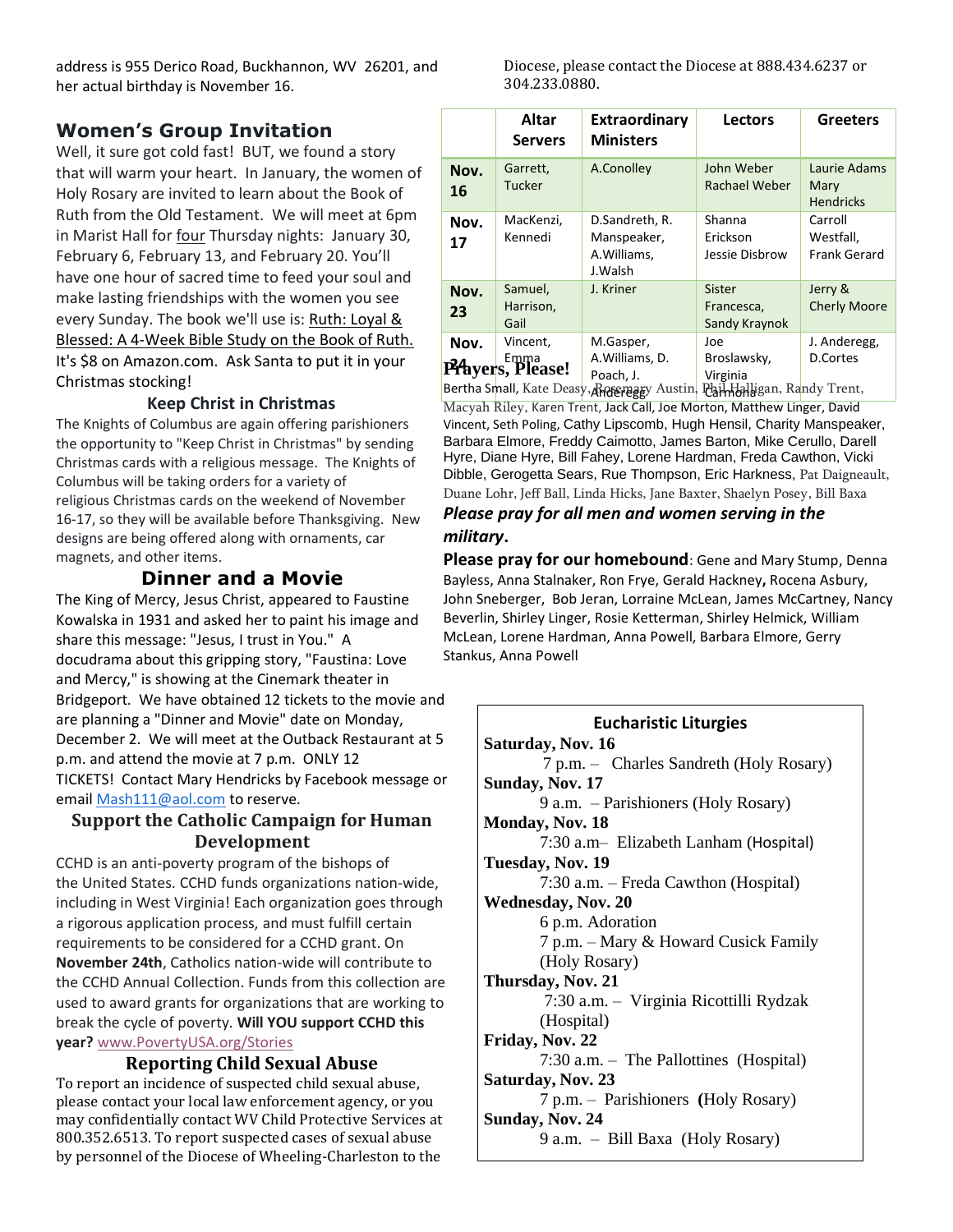address is 955 Derico Road, Buckhannon, WV 26201, and her actual birthday is November 16.

## Women's Group Invitation

Well, it sure got cold fast! BUT, we found a story that will warm your heart. In January, the women of Holy Rosary are invited to learn about the Book of Ruth from the Old Testament. We will meet at 6pm in Marist Hall for four Thursday nights: January 30, February 6, February 13, and February 20. You'll have one hour of sacred time to feed your soul and make lasting friendships with the women you see every Sunday. The book we'll use is: Ruth: Loyal & Blessed: A 4-Week Bible Study on the Book of Ruth. It's $8 on Amazon.com. Ask Santa to put it in your Christmas stocking!

### Keep Christ in Christmas

The Knights of Columbus are again offering parishioners the opportunity to "Keep Christ in Christmas" by sending Christmas cards with a religious message. The Knights of Columbus will be taking orders for a variety of religious Christmas cards on the weekend of November 16-17, so they will be available before Thanksgiving. New designs are being offered along with ornaments, car magnets, and other items.

## Dinner and a Movie

The King of Mercy, Jesus Christ, appeared to Faustine Kowalska in 1931 and asked her to paint his image and share this message: "Jesus, I trust in You." A docudrama about this gripping story, "Faustina: Love and Mercy," is showing at the Cinemark theater in Bridgeport. We have obtained 12 tickets to the movie and are planning a "Dinner and Movie" date on Monday, December 2. We will meet at the Outback Restaurant at 5 p.m. and attend the movie at 7 p.m. ONLY 12 TICKETS! Contact Mary Hendricks by Facebook message or email Mash111@aol.com to reserve.

## Support the Catholic Campaign for Human Development

CCHD is an anti-poverty program of the bishops of the United States. CCHD funds organizations nation-wide, including in West Virginia! Each organization goes through a rigorous application process, and must fulfill certain requirements to be considered for a CCHD grant. On **November 24th**, Catholics nation-wide will contribute to the CCHD Annual Collection. Funds from this collection are used to award grants for organizations that are working to break the cycle of poverty. **Will YOU support CCHD this year?** www.PovertyUSA.org/Stories

## Reporting Child Sexual Abuse

To report an incidence of suspected child sexual abuse, please contact your local law enforcement agency, or you may confidentially contact WV Child Protective Services at 800.352.6513. To report suspected cases of sexual abuse by personnel of the Diocese of Wheeling-Charleston to the Diocese, please contact the Diocese at 888.434.6237 or 304.233.0880.

| | Altar Servers | Extraordinary Ministers | Lectors | Greeters |
|---|---|---|---|---|
| **Nov. 16** | Garrett, Tucker | A.Conolley | John Weber Rachael Weber | Laurie Adams Mary Hendricks |
| **Nov. 17** | MacKenzi, Kennedi | D.Sandreth, R. Manspeaker, A.Williams, J.Walsh | Shanna Erickson Jessie Disbrow | Carroll Westfall, Frank Gerard |
| **Nov. 23** | Samuel, Harrison, Gail | J. Kriner | Sister Francesca, Sandy Kraynok | Jerry & Cherly Moore |
| **Nov. 24** | Vincent, Emma | M.Gasper, A.Williams, D. Poach, J. Anderegg | Joe Broslawsky, Virginia Carmona | J. Anderegg, D.Cortes |

## Prayers, Please!

Bertha Small, Kate Deasy, Rosemary Austin, Phil Halligan, Randy Trent, Macyah Riley, Karen Trent, Jack Call, Joe Morton, Matthew Linger, David Vincent, Seth Poling, Cathy Lipscomb, Hugh Hensil, Charity Manspeaker, Barbara Elmore, Freddy Caimotto, James Barton, Mike Cerullo, Darell Hyre, Diane Hyre, Bill Fahey, Lorene Hardman, Freda Cawthon, Vicki Dibble, Gerogetta Sears, Rue Thompson, Eric Harkness, Pat Daigneault, Duane Lohr, Jeff Ball, Linda Hicks, Jane Baxter, Shaelyn Posey, Bill Baxa

***Please pray for all men and women serving in the military.***

**Please pray for our homebound**: Gene and Mary Stump, Denna Bayless, Anna Stalnaker, Ron Frye, Gerald Hackney**,** Rocena Asbury, John Sneberger, Bob Jeran, Lorraine McLean, James McCartney, Nancy Beverlin, Shirley Linger, Rosie Ketterman, Shirley Helmick, William McLean, Lorene Hardman, Anna Powell, Barbara Elmore, Gerry Stankus, Anna Powell

### Eucharistic Liturgies

**Saturday, Nov. 16**
7 p.m. – Charles Sandreth (Holy Rosary)

**Sunday, Nov. 17**
9 a.m. – Parishioners (Holy Rosary)

**Monday, Nov. 18**
7:30 a.m– Elizabeth Lanham (Hospital)

**Tuesday, Nov. 19**
7:30 a.m. – Freda Cawthon (Hospital)

**Wednesday, Nov. 20**
6 p.m. Adoration
7 p.m. – Mary & Howard Cusick Family (Holy Rosary)

**Thursday, Nov. 21**
7:30 a.m. – Virginia Ricottilli Rydzak (Hospital)

**Friday, Nov. 22**
7:30 a.m. – The Pallottines (Hospital)

**Saturday, Nov. 23**
7 p.m. – Parishioners **(**Holy Rosary)

**Sunday, Nov. 24**
9 a.m. – Bill Baxa (Holy Rosary)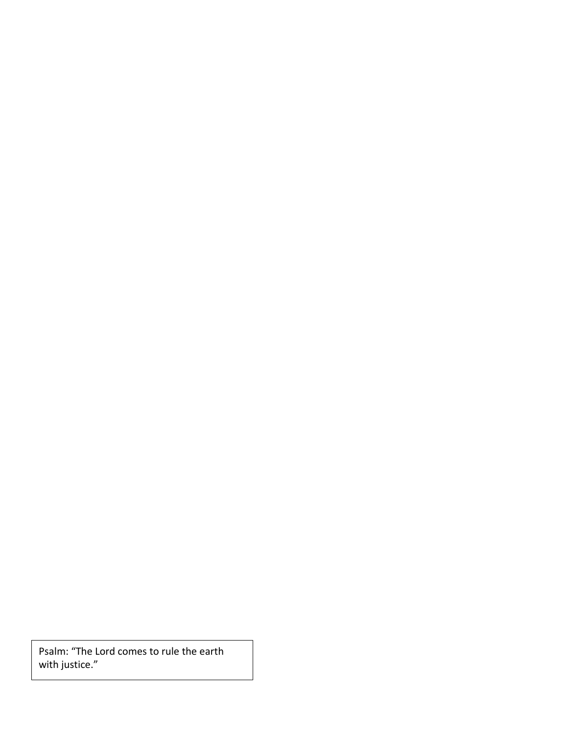Psalm: “The Lord comes to rule the earth with justice.”